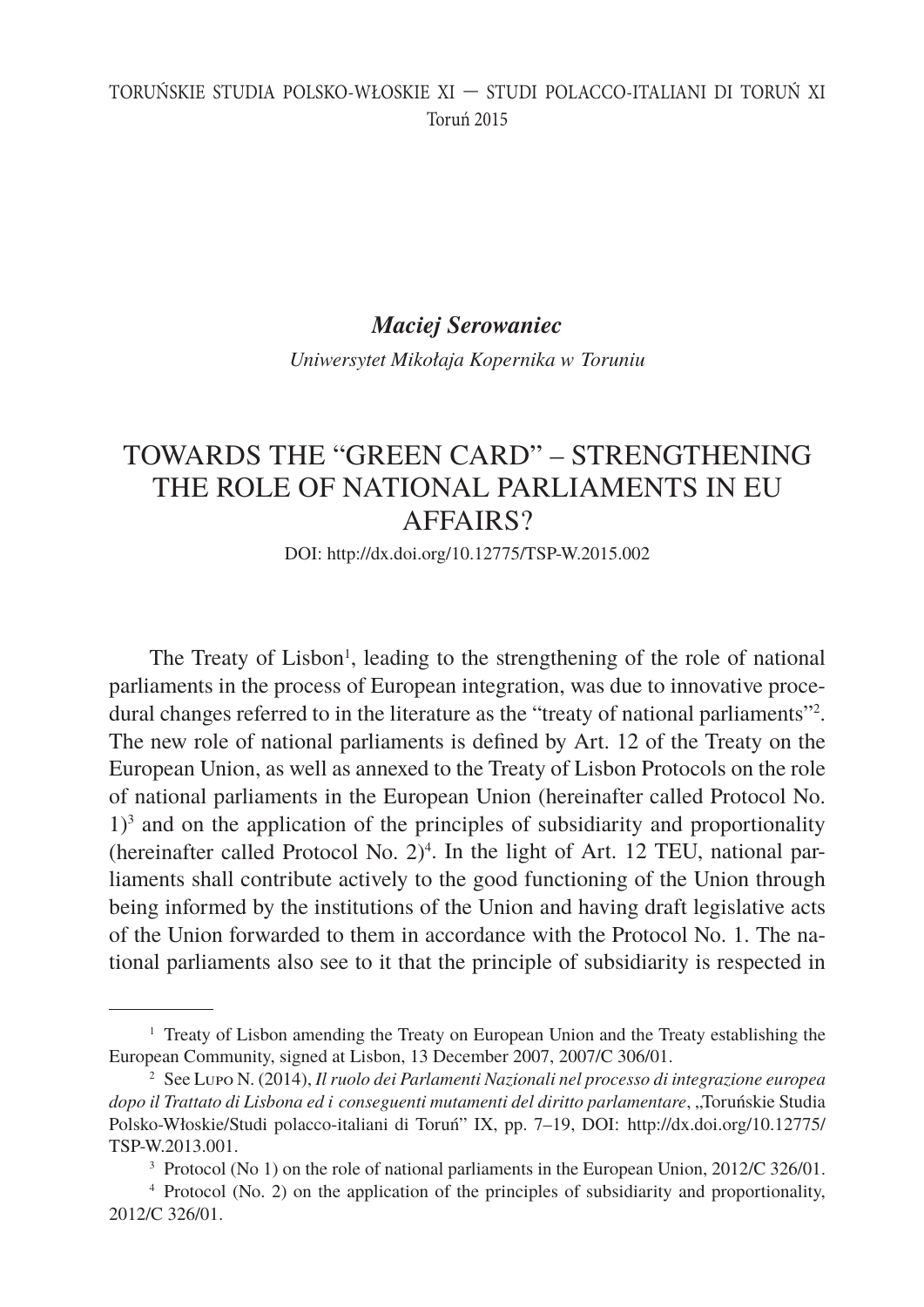*Maciej Serowaniec*

*Uniwersytet Mikołaja Kopernika w Toruniu*

# TOWARDS THE "GREEN CARD" – STRENGTHENING THE ROLE OF NATIONAL PARLIAMENTS IN EU AFFAIRS?

DOI: http://dx.doi.org/10.12775/TSP-W.2015.002

The Treaty of Lisbon[1], leading to the strengthening of the role of national parliaments in the process of European integration, was due to innovative procedural changes referred to in the literature as the "treaty of national parliaments"[2]. The new role of national parliaments is defined by Art. 12 of the Treaty on the European Union, as well as annexed to the Treaty of Lisbon Protocols on the role of national parliaments in the European Union (hereinafter called Protocol No. 1)[3] and on the application of the principles of subsidiarity and proportionality (hereinafter called Protocol No. 2)[4]. In the light of Art. 12 TEU, national parliaments shall contribute actively to the good functioning of the Union through being informed by the institutions of the Union and having draft legislative acts of the Union forwarded to them in accordance with the Protocol No. 1. The national parliaments also see to it that the principle of subsidiarity is respected in

---

[1] Treaty of Lisbon amending the Treaty on European Union and the Treaty establishing the European Community, signed at Lisbon, 13 December 2007, 2007/C 306/01.

[2] See Lupo N. (2014), *Il ruolo dei Parlamenti Nazionali nel processo di integrazione europea dopo il Trattato di Lisbona ed i conseguenti mutamenti del diritto parlamentare*, „Toruńskie Studia Polsko-Włoskie/Studi polacco-italiani di Toruń" IX, pp. 7–19, DOI: http://dx.doi.org/10.12775/TSP-W.2013.001.

[3] Protocol (No 1) on the role of national parliaments in the European Union, 2012/C 326/01.

[4] Protocol (No. 2) on the application of the principles of subsidiarity and proportionality, 2012/C 326/01.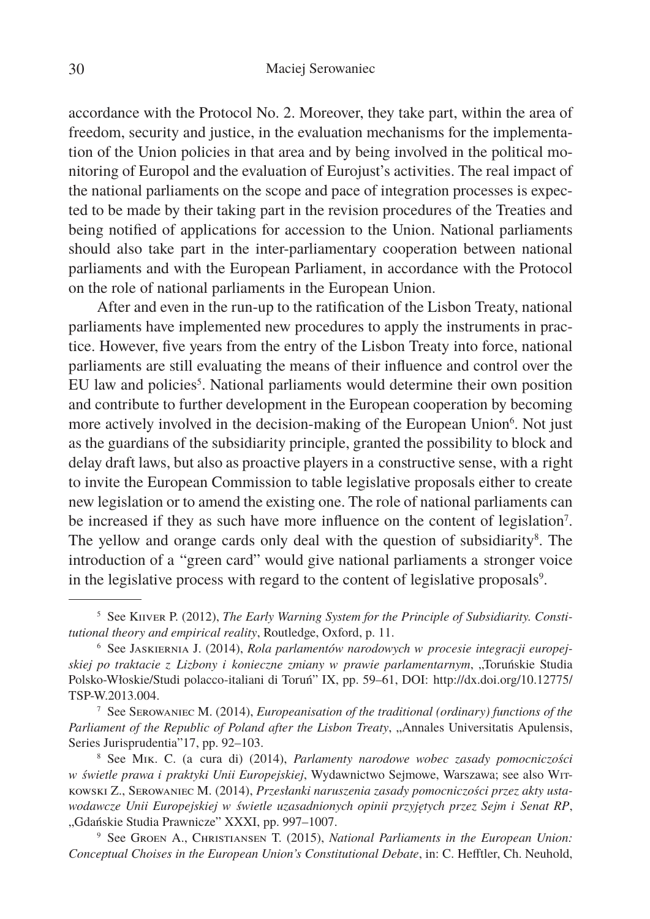accordance with the Protocol No. 2. Moreover, they take part, within the area of freedom, security and justice, in the evaluation mechanisms for the implementation of the Union policies in that area and by being involved in the political monitoring of Europol and the evaluation of Eurojust's activities. The real impact of the national parliaments on the scope and pace of integration processes is expected to be made by their taking part in the revision procedures of the Treaties and being notified of applications for accession to the Union. National parliaments should also take part in the inter-parliamentary cooperation between national parliaments and with the European Parliament, in accordance with the Protocol on the role of national parliaments in the European Union.

After and even in the run-up to the ratification of the Lisbon Treaty, national parliaments have implemented new procedures to apply the instruments in practice. However, five years from the entry of the Lisbon Treaty into force, national parliaments are still evaluating the means of their influence and control over the EU law and policies[5]. National parliaments would determine their own position and contribute to further development in the European cooperation by becoming more actively involved in the decision-making of the European Union[6]. Not just as the guardians of the subsidiarity principle, granted the possibility to block and delay draft laws, but also as proactive players in a constructive sense, with a right to invite the European Commission to table legislative proposals either to create new legislation or to amend the existing one. The role of national parliaments can be increased if they as such have more influence on the content of legislation[7]. The yellow and orange cards only deal with the question of subsidiarity[8]. The introduction of a "green card" would give national parliaments a stronger voice in the legislative process with regard to the content of legislative proposals[9].

---

[5] See Kiiver P. (2012), *The Early Warning System for the Principle of Subsidiarity. Constitutional theory and empirical reality*, Routledge, Oxford, p. 11.

[6] See Jaskiernia J. (2014), *Rola parlamentów narodowych w procesie integracji europejskiej po traktacie z Lizbony i konieczne zmiany w prawie parlamentarnym*, „Toruńskie Studia Polsko-Włoskie/Studi polacco-italiani di Toruń" IX, pp. 59–61, DOI: http://dx.doi.org/10.12775/TSP-W.2013.004.

[7] See Serowaniec M. (2014), *Europeanisation of the traditional (ordinary) functions of the Parliament of the Republic of Poland after the Lisbon Treaty*, „Annales Universitatis Apulensis, Series Jurisprudentia"17, pp. 92–103.

[8] See Mik. C. (a cura di) (2014), *Parlamenty narodowe wobec zasady pomocniczości w świetle prawa i praktyki Unii Europejskiej*, Wydawnictwo Sejmowe, Warszawa; see also Witkowski Z., Serowaniec M. (2014), *Przesłanki naruszenia zasady pomocniczości przez akty ustawodawcze Unii Europejskiej w świetle uzasadnionych opinii przyjętych przez Sejm i Senat RP*, „Gdańskie Studia Prawnicze" XXXI, pp. 997–1007.

[9] See Groen A., Christiansen T. (2015), *National Parliaments in the European Union: Conceptual Choises in the European Union's Constitutional Debate*, in: C. Hefftler, Ch. Neuhold,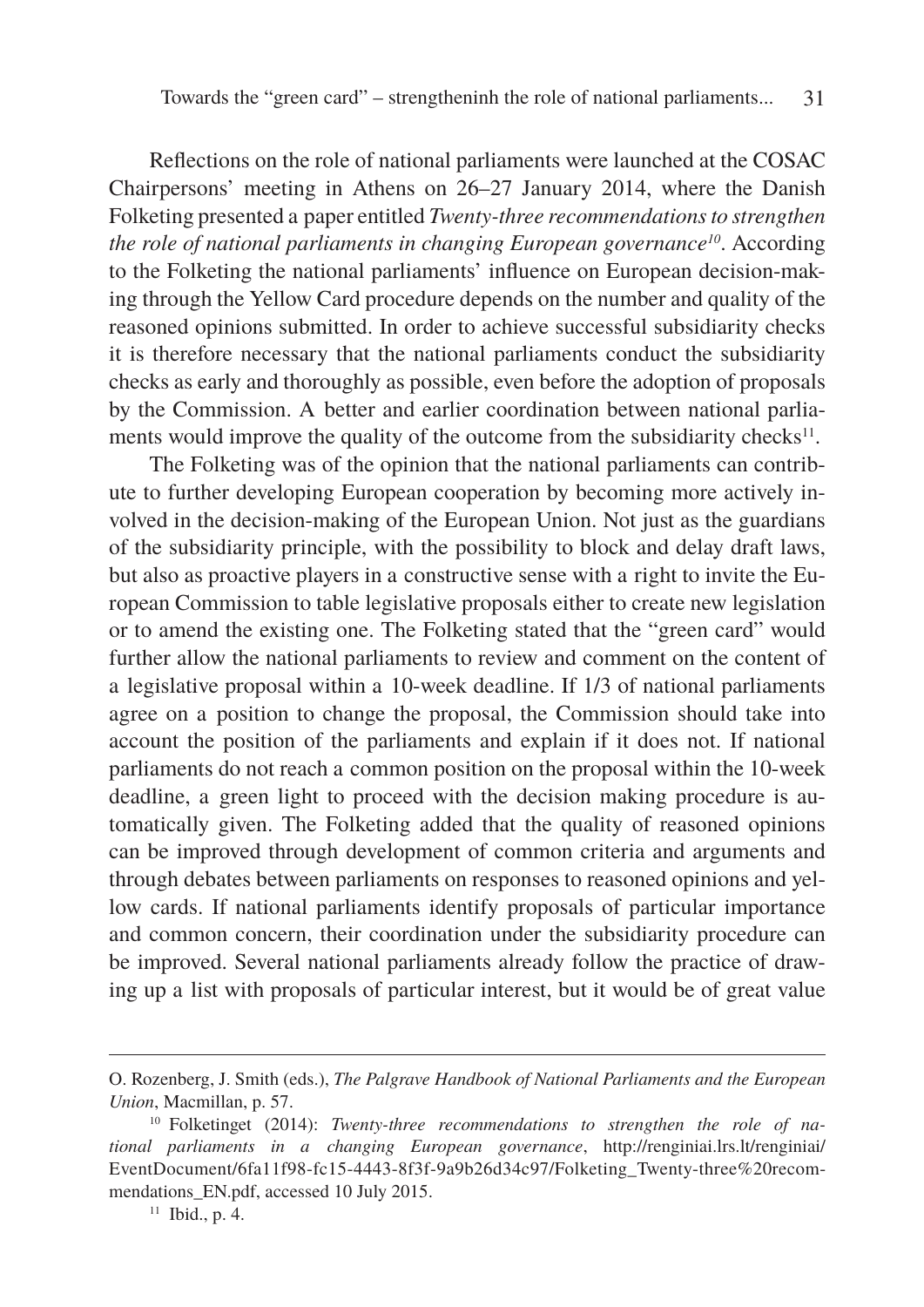Reflections on the role of national parliaments were launched at the COSAC Chairpersons' meeting in Athens on 26–27 January 2014, where the Danish Folketing presented a paper entitled *Twenty-three recommendations to strengthen the role of national parliaments in changing European governance*[10]. According to the Folketing the national parliaments' influence on European decision-making through the Yellow Card procedure depends on the number and quality of the reasoned opinions submitted. In order to achieve successful subsidiarity checks it is therefore necessary that the national parliaments conduct the subsidiarity checks as early and thoroughly as possible, even before the adoption of proposals by the Commission. A better and earlier coordination between national parliaments would improve the quality of the outcome from the subsidiarity checks[11].

The Folketing was of the opinion that the national parliaments can contribute to further developing European cooperation by becoming more actively involved in the decision-making of the European Union. Not just as the guardians of the subsidiarity principle, with the possibility to block and delay draft laws, but also as proactive players in a constructive sense with a right to invite the European Commission to table legislative proposals either to create new legislation or to amend the existing one. The Folketing stated that the "green card" would further allow the national parliaments to review and comment on the content of a legislative proposal within a 10-week deadline. If 1/3 of national parliaments agree on a position to change the proposal, the Commission should take into account the position of the parliaments and explain if it does not. If national parliaments do not reach a common position on the proposal within the 10-week deadline, a green light to proceed with the decision making procedure is automatically given. The Folketing added that the quality of reasoned opinions can be improved through development of common criteria and arguments and through debates between parliaments on responses to reasoned opinions and yellow cards. If national parliaments identify proposals of particular importance and common concern, their coordination under the subsidiarity procedure can be improved. Several national parliaments already follow the practice of drawing up a list with proposals of particular interest, but it would be of great value

---

O. Rozenberg, J. Smith (eds.), *The Palgrave Handbook of National Parliaments and the European Union*, Macmillan, p. 57.

[10] Folketinget (2014): *Twenty-three recommendations to strengthen the role of national parliaments in a changing European governance*, http://renginiai.lrs.lt/renginiai/EventDocument/6fa11f98-fc15-4443-8f3f-9a9b26d34c97/Folketing_Twenty-three%20recommendations_EN.pdf, accessed 10 July 2015.

[11] Ibid., p. 4.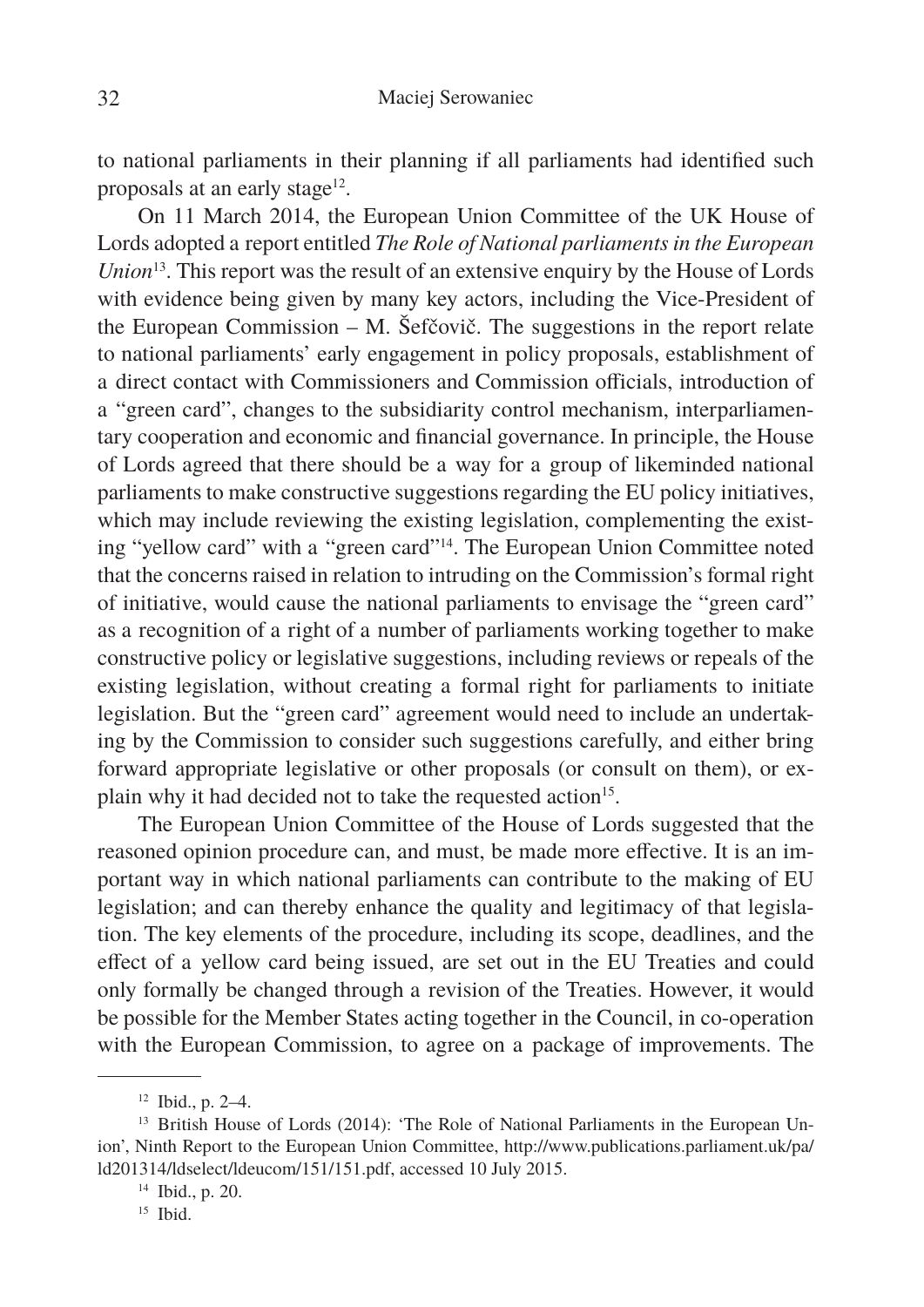to national parliaments in their planning if all parliaments had identified such proposals at an early stage[12].

On 11 March 2014, the European Union Committee of the UK House of Lords adopted a report entitled *The Role of National parliaments in the European Union*[13]. This report was the result of an extensive enquiry by the House of Lords with evidence being given by many key actors, including the Vice-President of the European Commission – M. Šefčovič. The suggestions in the report relate to national parliaments' early engagement in policy proposals, establishment of a direct contact with Commissioners and Commission officials, introduction of a "green card", changes to the subsidiarity control mechanism, interparliamentary cooperation and economic and financial governance. In principle, the House of Lords agreed that there should be a way for a group of likeminded national parliaments to make constructive suggestions regarding the EU policy initiatives, which may include reviewing the existing legislation, complementing the existing "yellow card" with a "green card"[14]. The European Union Committee noted that the concerns raised in relation to intruding on the Commission's formal right of initiative, would cause the national parliaments to envisage the "green card" as a recognition of a right of a number of parliaments working together to make constructive policy or legislative suggestions, including reviews or repeals of the existing legislation, without creating a formal right for parliaments to initiate legislation. But the "green card" agreement would need to include an undertaking by the Commission to consider such suggestions carefully, and either bring forward appropriate legislative or other proposals (or consult on them), or explain why it had decided not to take the requested action[15].

The European Union Committee of the House of Lords suggested that the reasoned opinion procedure can, and must, be made more effective. It is an important way in which national parliaments can contribute to the making of EU legislation; and can thereby enhance the quality and legitimacy of that legislation. The key elements of the procedure, including its scope, deadlines, and the effect of a yellow card being issued, are set out in the EU Treaties and could only formally be changed through a revision of the Treaties. However, it would be possible for the Member States acting together in the Council, in co-operation with the European Commission, to agree on a package of improvements. The

---

[12] Ibid., p. 2–4.

[13] British House of Lords (2014): 'The Role of National Parliaments in the European Union', Ninth Report to the European Union Committee, http://www.publications.parliament.uk/pa/ld201314/ldselect/ldeucom/151/151.pdf, accessed 10 July 2015.

[14] Ibid., p. 20.

[15] Ibid.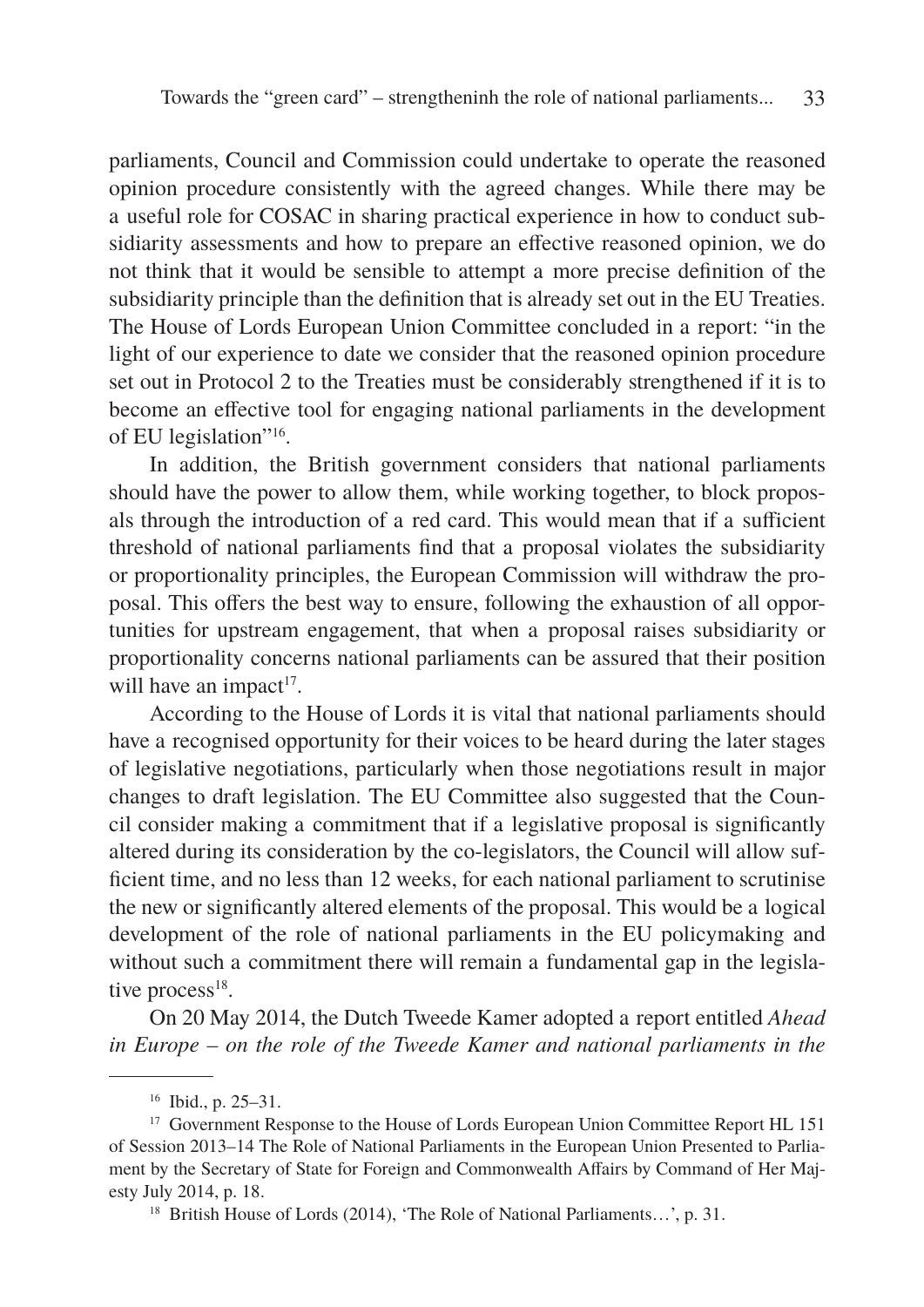parliaments, Council and Commission could undertake to operate the reasoned opinion procedure consistently with the agreed changes. While there may be a useful role for COSAC in sharing practical experience in how to conduct subsidiarity assessments and how to prepare an effective reasoned opinion, we do not think that it would be sensible to attempt a more precise definition of the subsidiarity principle than the definition that is already set out in the EU Treaties. The House of Lords European Union Committee concluded in a report: "in the light of our experience to date we consider that the reasoned opinion procedure set out in Protocol 2 to the Treaties must be considerably strengthened if it is to become an effective tool for engaging national parliaments in the development of EU legislation"[16].

In addition, the British government considers that national parliaments should have the power to allow them, while working together, to block proposals through the introduction of a red card. This would mean that if a sufficient threshold of national parliaments find that a proposal violates the subsidiarity or proportionality principles, the European Commission will withdraw the proposal. This offers the best way to ensure, following the exhaustion of all opportunities for upstream engagement, that when a proposal raises subsidiarity or proportionality concerns national parliaments can be assured that their position will have an impact[17].

According to the House of Lords it is vital that national parliaments should have a recognised opportunity for their voices to be heard during the later stages of legislative negotiations, particularly when those negotiations result in major changes to draft legislation. The EU Committee also suggested that the Council consider making a commitment that if a legislative proposal is significantly altered during its consideration by the co-legislators, the Council will allow sufficient time, and no less than 12 weeks, for each national parliament to scrutinise the new or significantly altered elements of the proposal. This would be a logical development of the role of national parliaments in the EU policymaking and without such a commitment there will remain a fundamental gap in the legislative process[18].

On 20 May 2014, the Dutch Tweede Kamer adopted a report entitled *Ahead in Europe – on the role of the Tweede Kamer and national parliaments in the*

---

[16] Ibid., p. 25–31.

[17] Government Response to the House of Lords European Union Committee Report HL 151 of Session 2013–14 The Role of National Parliaments in the European Union Presented to Parliament by the Secretary of State for Foreign and Commonwealth Affairs by Command of Her Majesty July 2014, p. 18.

[18] British House of Lords (2014), 'The Role of National Parliaments…', p. 31.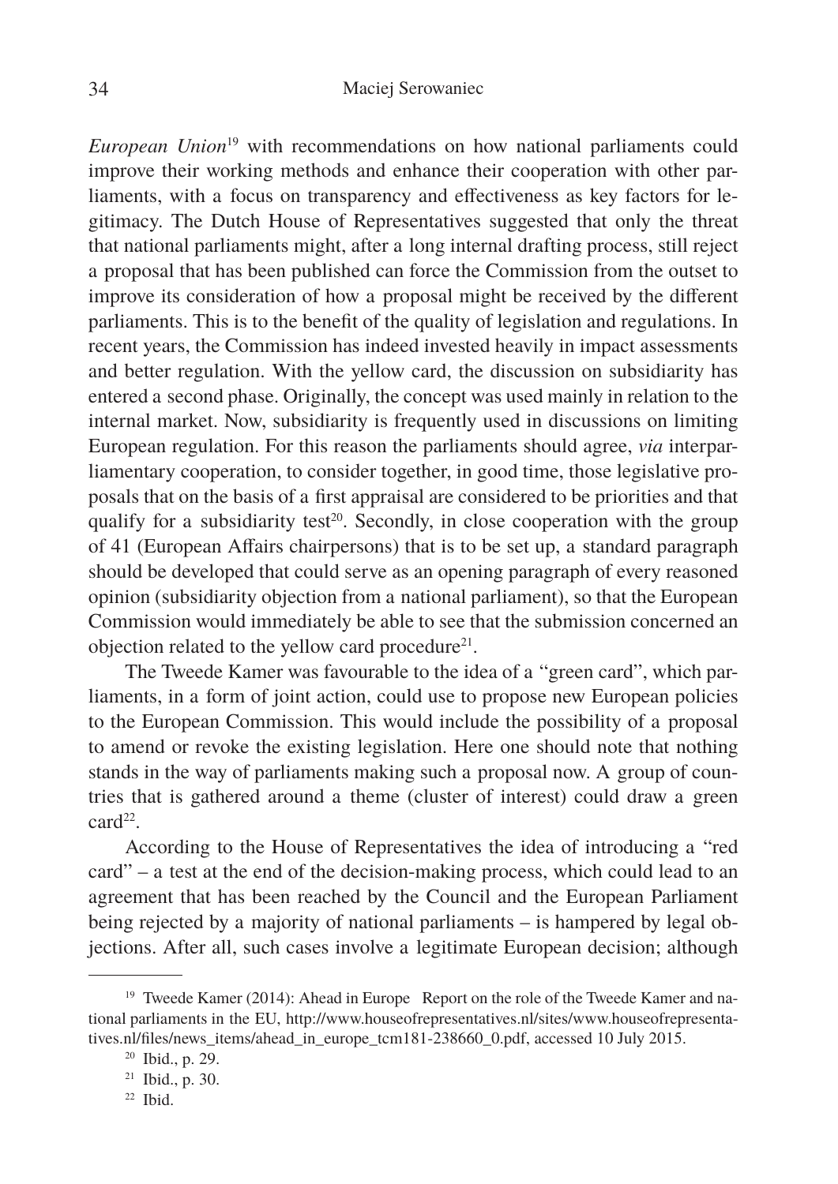*European Union*[19] with recommendations on how national parliaments could improve their working methods and enhance their cooperation with other parliaments, with a focus on transparency and effectiveness as key factors for legitimacy. The Dutch House of Representatives suggested that only the threat that national parliaments might, after a long internal drafting process, still reject a proposal that has been published can force the Commission from the outset to improve its consideration of how a proposal might be received by the different parliaments. This is to the benefit of the quality of legislation and regulations. In recent years, the Commission has indeed invested heavily in impact assessments and better regulation. With the yellow card, the discussion on subsidiarity has entered a second phase. Originally, the concept was used mainly in relation to the internal market. Now, subsidiarity is frequently used in discussions on limiting European regulation. For this reason the parliaments should agree, *via* interparliamentary cooperation, to consider together, in good time, those legislative proposals that on the basis of a first appraisal are considered to be priorities and that qualify for a subsidiarity test[20]. Secondly, in close cooperation with the group of 41 (European Affairs chairpersons) that is to be set up, a standard paragraph should be developed that could serve as an opening paragraph of every reasoned opinion (subsidiarity objection from a national parliament), so that the European Commission would immediately be able to see that the submission concerned an objection related to the yellow card procedure[21].

The Tweede Kamer was favourable to the idea of a "green card", which parliaments, in a form of joint action, could use to propose new European policies to the European Commission. This would include the possibility of a proposal to amend or revoke the existing legislation. Here one should note that nothing stands in the way of parliaments making such a proposal now. A group of countries that is gathered around a theme (cluster of interest) could draw a green card[22].

According to the House of Representatives the idea of introducing a "red card" – a test at the end of the decision-making process, which could lead to an agreement that has been reached by the Council and the European Parliament being rejected by a majority of national parliaments – is hampered by legal objections. After all, such cases involve a legitimate European decision; although

---

[19] Tweede Kamer (2014): Ahead in Europe Report on the role of the Tweede Kamer and national parliaments in the EU, http://www.houseofrepresentatives.nl/sites/www.houseofrepresentatives.nl/files/news_items/ahead_in_europe_tcm181-238660_0.pdf, accessed 10 July 2015.

[20] Ibid., p. 29.

[21] Ibid., p. 30.

[22] Ibid.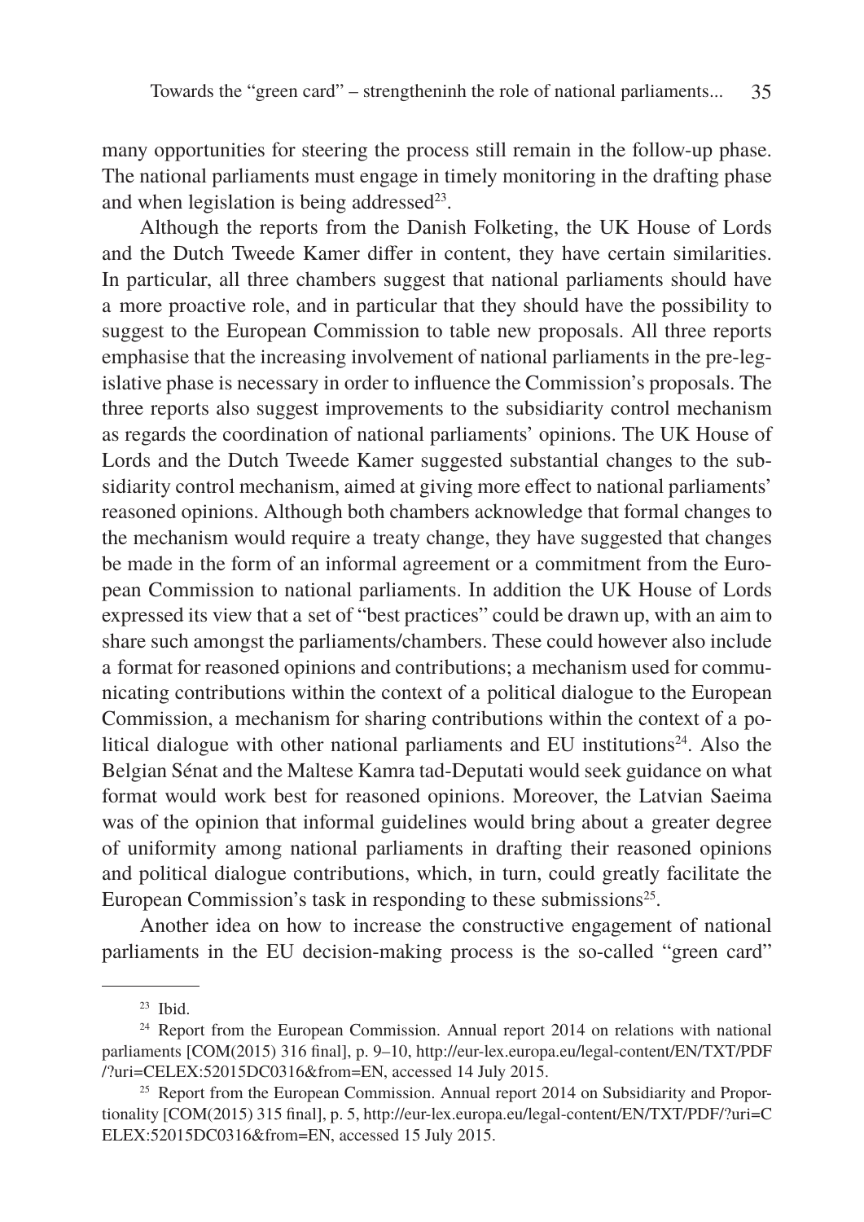many opportunities for steering the process still remain in the follow-up phase. The national parliaments must engage in timely monitoring in the drafting phase and when legislation is being addressed[23].

Although the reports from the Danish Folketing, the UK House of Lords and the Dutch Tweede Kamer differ in content, they have certain similarities. In particular, all three chambers suggest that national parliaments should have a more proactive role, and in particular that they should have the possibility to suggest to the European Commission to table new proposals. All three reports emphasise that the increasing involvement of national parliaments in the pre-legislative phase is necessary in order to influence the Commission's proposals. The three reports also suggest improvements to the subsidiarity control mechanism as regards the coordination of national parliaments' opinions. The UK House of Lords and the Dutch Tweede Kamer suggested substantial changes to the subsidiarity control mechanism, aimed at giving more effect to national parliaments' reasoned opinions. Although both chambers acknowledge that formal changes to the mechanism would require a treaty change, they have suggested that changes be made in the form of an informal agreement or a commitment from the European Commission to national parliaments. In addition the UK House of Lords expressed its view that a set of "best practices" could be drawn up, with an aim to share such amongst the parliaments/chambers. These could however also include a format for reasoned opinions and contributions; a mechanism used for communicating contributions within the context of a political dialogue to the European Commission, a mechanism for sharing contributions within the context of a political dialogue with other national parliaments and EU institutions[24]. Also the Belgian Sénat and the Maltese Kamra tad-Deputati would seek guidance on what format would work best for reasoned opinions. Moreover, the Latvian Saeima was of the opinion that informal guidelines would bring about a greater degree of uniformity among national parliaments in drafting their reasoned opinions and political dialogue contributions, which, in turn, could greatly facilitate the European Commission's task in responding to these submissions[25].

Another idea on how to increase the constructive engagement of national parliaments in the EU decision-making process is the so-called "green card"

---

[23] Ibid.

[24] Report from the European Commission. Annual report 2014 on relations with national parliaments [COM(2015) 316 final], p. 9–10, http://eur-lex.europa.eu/legal-content/EN/TXT/PDF/?uri=CELEX:52015DC0316&from=EN, accessed 14 July 2015.

[25] Report from the European Commission. Annual report 2014 on Subsidiarity and Proportionality [COM(2015) 315 final], p. 5, http://eur-lex.europa.eu/legal-content/EN/TXT/PDF/?uri=CELEX:52015DC0316&from=EN, accessed 15 July 2015.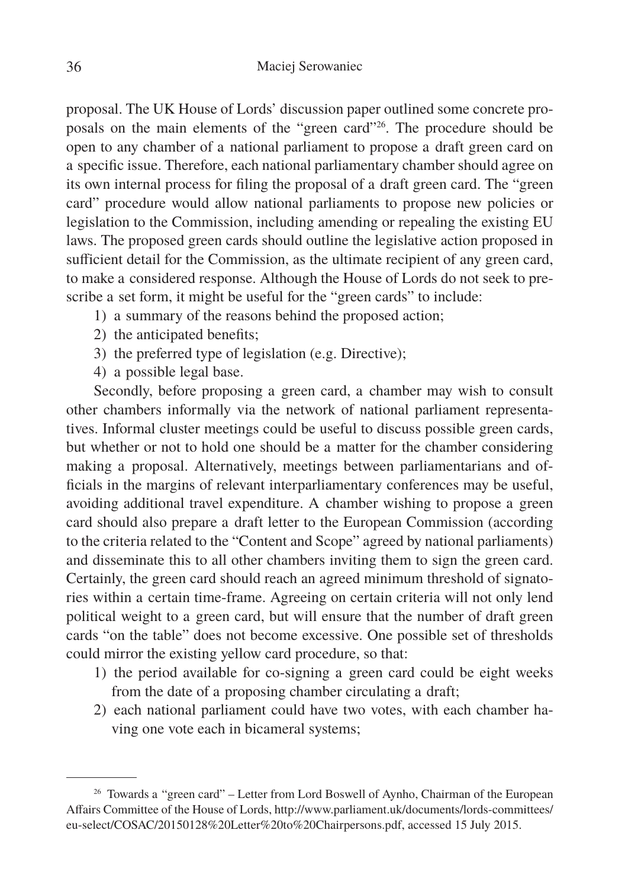proposal. The UK House of Lords' discussion paper outlined some concrete proposals on the main elements of the "green card"[26]. The procedure should be open to any chamber of a national parliament to propose a draft green card on a specific issue. Therefore, each national parliamentary chamber should agree on its own internal process for filing the proposal of a draft green card. The "green card" procedure would allow national parliaments to propose new policies or legislation to the Commission, including amending or repealing the existing EU laws. The proposed green cards should outline the legislative action proposed in sufficient detail for the Commission, as the ultimate recipient of any green card, to make a considered response. Although the House of Lords do not seek to prescribe a set form, it might be useful for the "green cards" to include:

1) a summary of the reasons behind the proposed action;
2) the anticipated benefits;
3) the preferred type of legislation (e.g. Directive);
4) a possible legal base.

Secondly, before proposing a green card, a chamber may wish to consult other chambers informally via the network of national parliament representatives. Informal cluster meetings could be useful to discuss possible green cards, but whether or not to hold one should be a matter for the chamber considering making a proposal. Alternatively, meetings between parliamentarians and officials in the margins of relevant interparliamentary conferences may be useful, avoiding additional travel expenditure. A chamber wishing to propose a green card should also prepare a draft letter to the European Commission (according to the criteria related to the "Content and Scope" agreed by national parliaments) and disseminate this to all other chambers inviting them to sign the green card. Certainly, the green card should reach an agreed minimum threshold of signatories within a certain time-frame. Agreeing on certain criteria will not only lend political weight to a green card, but will ensure that the number of draft green cards "on the table" does not become excessive. One possible set of thresholds could mirror the existing yellow card procedure, so that:

1) the period available for co-signing a green card could be eight weeks from the date of a proposing chamber circulating a draft;
2) each national parliament could have two votes, with each chamber having one vote each in bicameral systems;

---

[26] Towards a "green card" – Letter from Lord Boswell of Aynho, Chairman of the European Affairs Committee of the House of Lords, http://www.parliament.uk/documents/lords-committees/eu-select/COSAC/20150128%20Letter%20to%20Chairpersons.pdf, accessed 15 July 2015.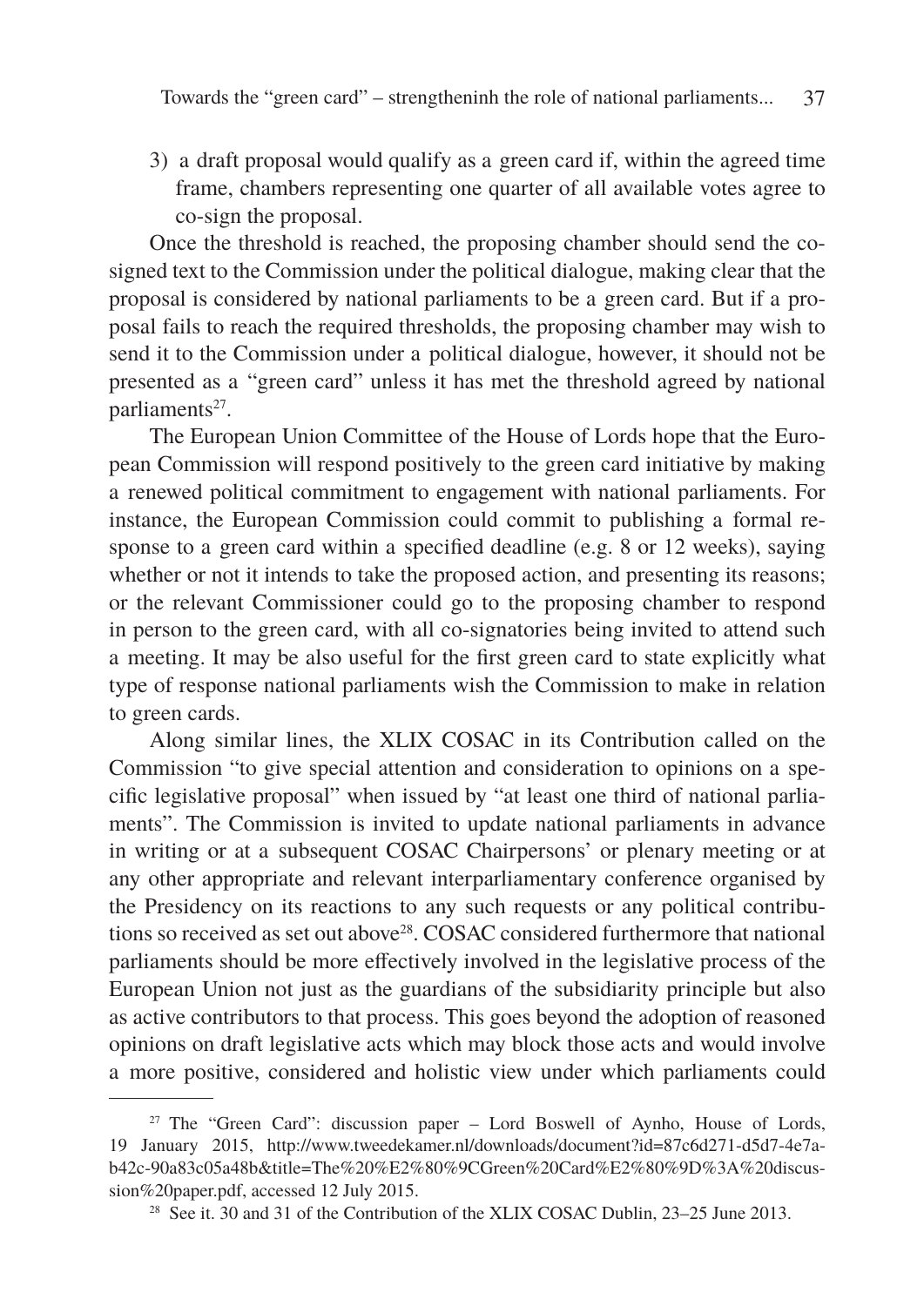3) a draft proposal would qualify as a green card if, within the agreed time frame, chambers representing one quarter of all available votes agree to co-sign the proposal.

Once the threshold is reached, the proposing chamber should send the co-signed text to the Commission under the political dialogue, making clear that the proposal is considered by national parliaments to be a green card. But if a proposal fails to reach the required thresholds, the proposing chamber may wish to send it to the Commission under a political dialogue, however, it should not be presented as a "green card" unless it has met the threshold agreed by national parliaments[27].

The European Union Committee of the House of Lords hope that the European Commission will respond positively to the green card initiative by making a renewed political commitment to engagement with national parliaments. For instance, the European Commission could commit to publishing a formal response to a green card within a specified deadline (e.g. 8 or 12 weeks), saying whether or not it intends to take the proposed action, and presenting its reasons; or the relevant Commissioner could go to the proposing chamber to respond in person to the green card, with all co-signatories being invited to attend such a meeting. It may be also useful for the first green card to state explicitly what type of response national parliaments wish the Commission to make in relation to green cards.

Along similar lines, the XLIX COSAC in its Contribution called on the Commission "to give special attention and consideration to opinions on a specific legislative proposal" when issued by "at least one third of national parliaments". The Commission is invited to update national parliaments in advance in writing or at a subsequent COSAC Chairpersons' or plenary meeting or at any other appropriate and relevant interparliamentary conference organised by the Presidency on its reactions to any such requests or any political contributions so received as set out above[28]. COSAC considered furthermore that national parliaments should be more effectively involved in the legislative process of the European Union not just as the guardians of the subsidiarity principle but also as active contributors to that process. This goes beyond the adoption of reasoned opinions on draft legislative acts which may block those acts and would involve a more positive, considered and holistic view under which parliaments could

---

[27] The "Green Card": discussion paper – Lord Boswell of Aynho, House of Lords, 19 January 2015, http://www.tweedekamer.nl/downloads/document?id=87c6d271-d5d7-4e7a-b42c-90a83c05a48b&title=The%20%E2%80%9CGreen%20Card%E2%80%9D%3A%20discussion%20paper.pdf, accessed 12 July 2015.

[28] See it. 30 and 31 of the Contribution of the XLIX COSAC Dublin, 23–25 June 2013.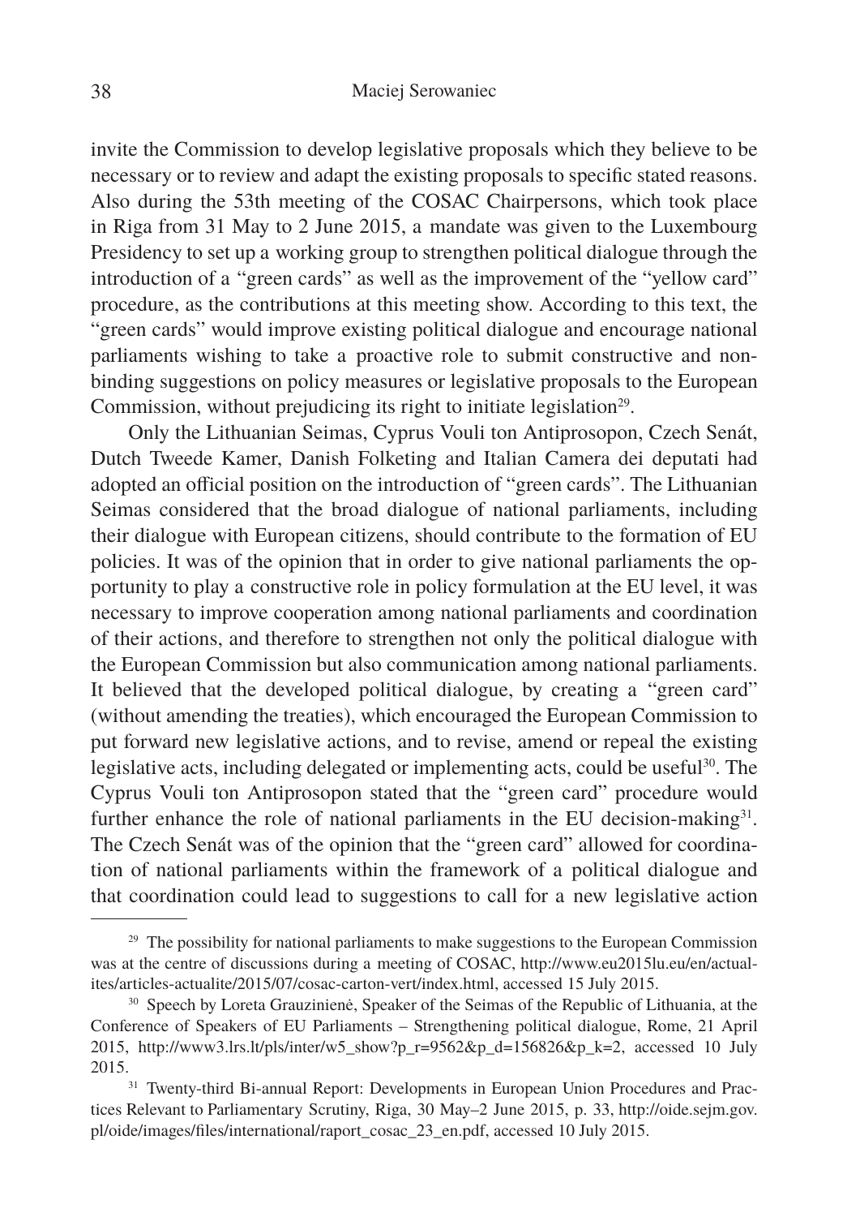invite the Commission to develop legislative proposals which they believe to be necessary or to review and adapt the existing proposals to specific stated reasons. Also during the 53th meeting of the COSAC Chairpersons, which took place in Riga from 31 May to 2 June 2015, a mandate was given to the Luxembourg Presidency to set up a working group to strengthen political dialogue through the introduction of a "green cards" as well as the improvement of the "yellow card" procedure, as the contributions at this meeting show. According to this text, the "green cards" would improve existing political dialogue and encourage national parliaments wishing to take a proactive role to submit constructive and non-binding suggestions on policy measures or legislative proposals to the European Commission, without prejudicing its right to initiate legislation[29].

Only the Lithuanian Seimas, Cyprus Vouli ton Antiprosopon, Czech Senát, Dutch Tweede Kamer, Danish Folketing and Italian Camera dei deputati had adopted an official position on the introduction of "green cards". The Lithuanian Seimas considered that the broad dialogue of national parliaments, including their dialogue with European citizens, should contribute to the formation of EU policies. It was of the opinion that in order to give national parliaments the opportunity to play a constructive role in policy formulation at the EU level, it was necessary to improve cooperation among national parliaments and coordination of their actions, and therefore to strengthen not only the political dialogue with the European Commission but also communication among national parliaments. It believed that the developed political dialogue, by creating a "green card" (without amending the treaties), which encouraged the European Commission to put forward new legislative actions, and to revise, amend or repeal the existing legislative acts, including delegated or implementing acts, could be useful[30]. The Cyprus Vouli ton Antiprosopon stated that the "green card" procedure would further enhance the role of national parliaments in the EU decision-making[31]. The Czech Senát was of the opinion that the "green card" allowed for coordination of national parliaments within the framework of a political dialogue and that coordination could lead to suggestions to call for a new legislative action

---

[29] The possibility for national parliaments to make suggestions to the European Commission was at the centre of discussions during a meeting of COSAC, http://www.eu2015lu.eu/en/actualites/articles-actualite/2015/07/cosac-carton-vert/index.html, accessed 15 July 2015.

[30] Speech by Loreta Graužinienė, Speaker of the Seimas of the Republic of Lithuania, at the Conference of Speakers of EU Parliaments – Strengthening political dialogue, Rome, 21 April 2015, http://www3.lrs.lt/pls/inter/w5_show?p_r=9562&p_d=156826&p_k=2, accessed 10 July 2015.

[31] Twenty-third Bi-annual Report: Developments in European Union Procedures and Practices Relevant to Parliamentary Scrutiny, Riga, 30 May–2 June 2015, p. 33, http://oide.sejm.gov.pl/oide/images/files/international/raport_cosac_23_en.pdf, accessed 10 July 2015.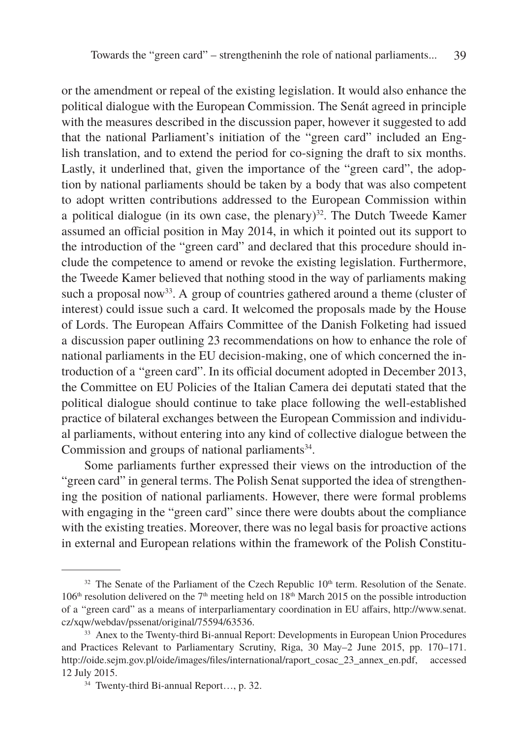or the amendment or repeal of the existing legislation. It would also enhance the political dialogue with the European Commission. The Senát agreed in principle with the measures described in the discussion paper, however it suggested to add that the national Parliament's initiation of the "green card" included an English translation, and to extend the period for co-signing the draft to six months. Lastly, it underlined that, given the importance of the "green card", the adoption by national parliaments should be taken by a body that was also competent to adopt written contributions addressed to the European Commission within a political dialogue (in its own case, the plenary)[32]. The Dutch Tweede Kamer assumed an official position in May 2014, in which it pointed out its support to the introduction of the "green card" and declared that this procedure should include the competence to amend or revoke the existing legislation. Furthermore, the Tweede Kamer believed that nothing stood in the way of parliaments making such a proposal now[33]. A group of countries gathered around a theme (cluster of interest) could issue such a card. It welcomed the proposals made by the House of Lords. The European Affairs Committee of the Danish Folketing had issued a discussion paper outlining 23 recommendations on how to enhance the role of national parliaments in the EU decision-making, one of which concerned the introduction of a "green card". In its official document adopted in December 2013, the Committee on EU Policies of the Italian Camera dei deputati stated that the political dialogue should continue to take place following the well-established practice of bilateral exchanges between the European Commission and individual parliaments, without entering into any kind of collective dialogue between the Commission and groups of national parliaments[34].

Some parliaments further expressed their views on the introduction of the "green card" in general terms. The Polish Senat supported the idea of strengthening the position of national parliaments. However, there were formal problems with engaging in the "green card" since there were doubts about the compliance with the existing treaties. Moreover, there was no legal basis for proactive actions in external and European relations within the framework of the Polish Constitu-

---

[32] The Senate of the Parliament of the Czech Republic 10th term. Resolution of the Senate. 106th resolution delivered on the 7th meeting held on 18th March 2015 on the possible introduction of a "green card" as a means of interparliamentary coordination in EU affairs, http://www.senat.cz/xqw/webdav/pssenat/original/75594/63536.

[33] Anex to the Twenty-third Bi-annual Report: Developments in European Union Procedures and Practices Relevant to Parliamentary Scrutiny, Riga, 30 May–2 June 2015, pp. 170–171. http://oide.sejm.gov.pl/oide/images/files/international/raport_cosac_23_annex_en.pdf, accessed 12 July 2015.

[34] Twenty-third Bi-annual Report…, p. 32.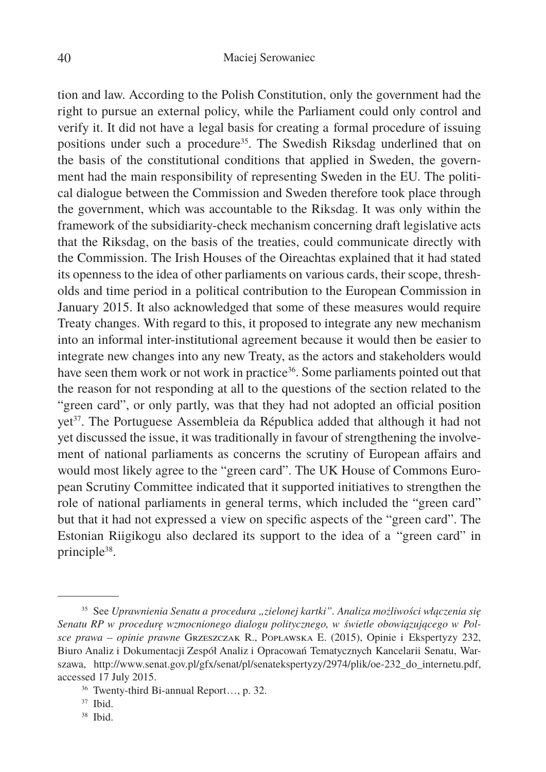tion and law. According to the Polish Constitution, only the government had the right to pursue an external policy, while the Parliament could only control and verify it. It did not have a legal basis for creating a formal procedure of issuing positions under such a procedure[35]. The Swedish Riksdag underlined that on the basis of the constitutional conditions that applied in Sweden, the government had the main responsibility of representing Sweden in the EU. The political dialogue between the Commission and Sweden therefore took place through the government, which was accountable to the Riksdag. It was only within the framework of the subsidiarity-check mechanism concerning draft legislative acts that the Riksdag, on the basis of the treaties, could communicate directly with the Commission. The Irish Houses of the Oireachtas explained that it had stated its openness to the idea of other parliaments on various cards, their scope, thresholds and time period in a political contribution to the European Commission in January 2015. It also acknowledged that some of these measures would require Treaty changes. With regard to this, it proposed to integrate any new mechanism into an informal inter-institutional agreement because it would then be easier to integrate new changes into any new Treaty, as the actors and stakeholders would have seen them work or not work in practice[36]. Some parliaments pointed out that the reason for not responding at all to the questions of the section related to the "green card", or only partly, was that they had not adopted an official position yet[37]. The Portuguese Assembleia da Républica added that although it had not yet discussed the issue, it was traditionally in favour of strengthening the involvement of national parliaments as concerns the scrutiny of European affairs and would most likely agree to the "green card". The UK House of Commons European Scrutiny Committee indicated that it supported initiatives to strengthen the role of national parliaments in general terms, which included the "green card" but that it had not expressed a view on specific aspects of the "green card". The Estonian Riigikogu also declared its support to the idea of a "green card" in principle[38].

---

[35] See *Uprawnienia Senatu a procedura „zielonej kartki". Analiza możliwości włączenia się Senatu RP w procedurę wzmocnionego dialogu politycznego, w świetle obowiązującego w Polsce prawa – opinie prawne* Grzeszczak R., Popławska E. (2015), Opinie i Ekspertyzy 232, Biuro Analiz i Dokumentacji Zespół Analiz i Opracowań Tematycznych Kancelarii Senatu, Warszawa, http://www.senat.gov.pl/gfx/senat/pl/senatekspertyzy/2974/plik/oe-232_do_internetu.pdf, accessed 17 July 2015.

[36] Twenty-third Bi-annual Report…, p. 32.

[37] Ibid.

[38] Ibid.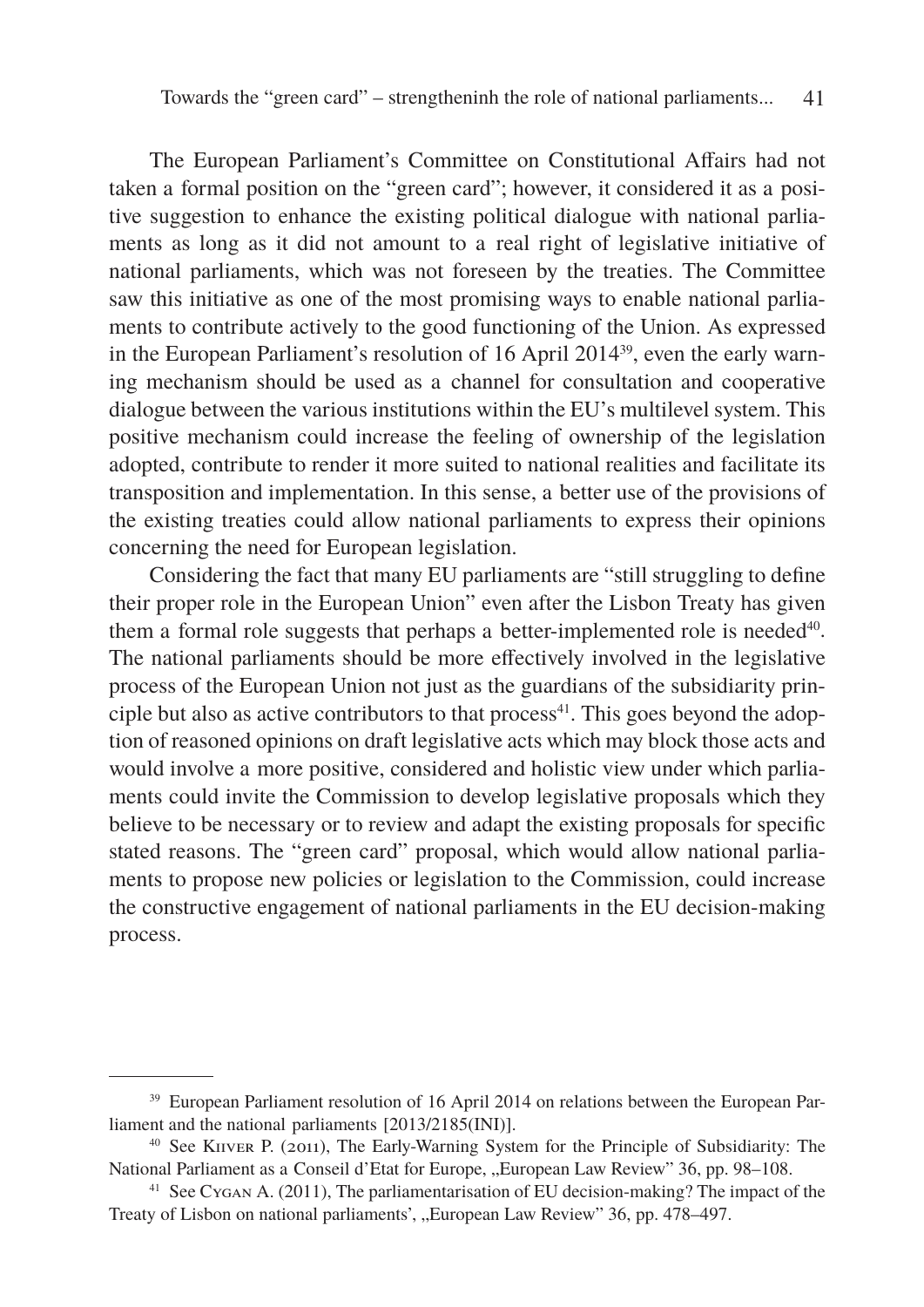The European Parliament's Committee on Constitutional Affairs had not taken a formal position on the "green card"; however, it considered it as a positive suggestion to enhance the existing political dialogue with national parliaments as long as it did not amount to a real right of legislative initiative of national parliaments, which was not foreseen by the treaties. The Committee saw this initiative as one of the most promising ways to enable national parliaments to contribute actively to the good functioning of the Union. As expressed in the European Parliament's resolution of 16 April 2014[39], even the early warning mechanism should be used as a channel for consultation and cooperative dialogue between the various institutions within the EU's multilevel system. This positive mechanism could increase the feeling of ownership of the legislation adopted, contribute to render it more suited to national realities and facilitate its transposition and implementation. In this sense, a better use of the provisions of the existing treaties could allow national parliaments to express their opinions concerning the need for European legislation.

Considering the fact that many EU parliaments are "still struggling to define their proper role in the European Union" even after the Lisbon Treaty has given them a formal role suggests that perhaps a better-implemented role is needed[40]. The national parliaments should be more effectively involved in the legislative process of the European Union not just as the guardians of the subsidiarity principle but also as active contributors to that process[41]. This goes beyond the adoption of reasoned opinions on draft legislative acts which may block those acts and would involve a more positive, considered and holistic view under which parliaments could invite the Commission to develop legislative proposals which they believe to be necessary or to review and adapt the existing proposals for specific stated reasons. The "green card" proposal, which would allow national parliaments to propose new policies or legislation to the Commission, could increase the constructive engagement of national parliaments in the EU decision-making process.

---

[39] European Parliament resolution of 16 April 2014 on relations between the European Parliament and the national parliaments [2013/2185(INI)].

[40] See Kiiver P. (2011), The Early-Warning System for the Principle of Subsidiarity: The National Parliament as a Conseil d'Etat for Europe, „European Law Review" 36, pp. 98–108.

[41] See Cygan A. (2011), The parliamentarisation of EU decision-making? The impact of the Treaty of Lisbon on national parliaments', „European Law Review" 36, pp. 478–497.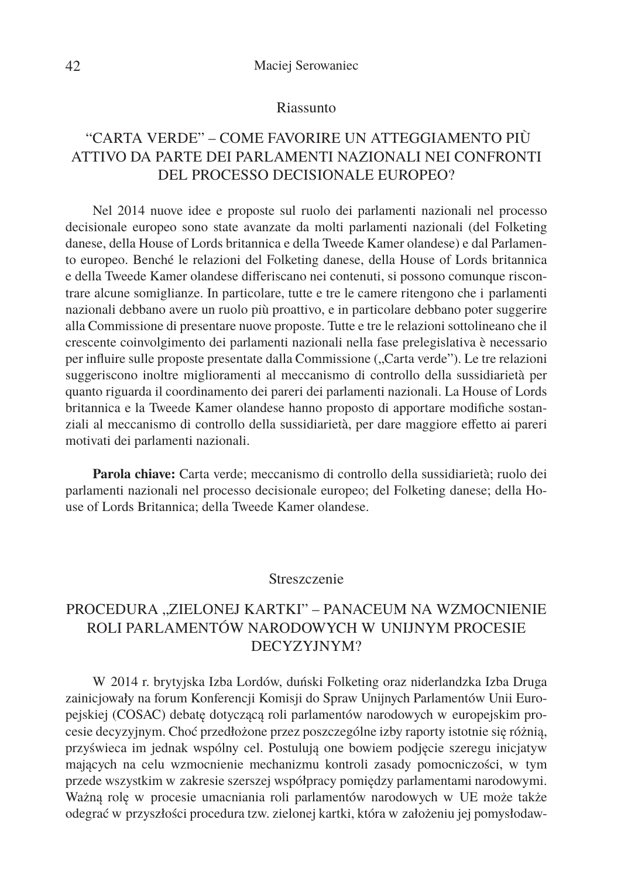## Riassunto

### "CARTA VERDE" – COME FAVORIRE UN ATTEGGIAMENTO PIÙ ATTIVO DA PARTE DEI PARLAMENTI NAZIONALI NEI CONFRONTI DEL PROCESSO DECISIONALE EUROPEO?

Nel 2014 nuove idee e proposte sul ruolo dei parlamenti nazionali nel processo decisionale europeo sono state avanzate da molti parlamenti nazionali (del Folketing danese, della House of Lords britannica e della Tweede Kamer olandese) e dal Parlamento europeo. Benché le relazioni del Folketing danese, della House of Lords britannica e della Tweede Kamer olandese differiscano nei contenuti, si possono comunque riscontrare alcune somiglianze. In particolare, tutte e tre le camere ritengono che i parlamenti nazionali debbano avere un ruolo più proattivo, e in particolare debbano poter suggerire alla Commissione di presentare nuove proposte. Tutte e tre le relazioni sottolineano che il crescente coinvolgimento dei parlamenti nazionali nella fase prelegislativa è necessario per influire sulle proposte presentate dalla Commissione („Carta verde"). Le tre relazioni suggeriscono inoltre miglioramenti al meccanismo di controllo della sussidiarietà per quanto riguarda il coordinamento dei pareri dei parlamenti nazionali. La House of Lords britannica e la Tweede Kamer olandese hanno proposto di apportare modifiche sostanziali al meccanismo di controllo della sussidiarietà, per dare maggiore effetto ai pareri motivati dei parlamenti nazionali.

**Parola chiave:** Carta verde; meccanismo di controllo della sussidiarietà; ruolo dei parlamenti nazionali nel processo decisionale europeo; del Folketing danese; della House of Lords Britannica; della Tweede Kamer olandese.

## Streszczenie

### PROCEDURA „ZIELONEJ KARTKI" – PANACEUM NA WZMOCNIENIE ROLI PARLAMENTÓW NARODOWYCH W UNIJNYM PROCESIE DECYZYJNYM?

W 2014 r. brytyjska Izba Lordów, duński Folketing oraz niderlandzka Izba Druga zainicjowały na forum Konferencji Komisji do Spraw Unijnych Parlamentów Unii Europejskiej (COSAC) debatę dotyczącą roli parlamentów narodowych w europejskim procesie decyzyjnym. Choć przedłożone przez poszczególne izby raporty istotnie się różnią, przyświeca im jednak wspólny cel. Postulują one bowiem podjęcie szeregu inicjatyw mających na celu wzmocnienie mechanizmu kontroli zasady pomocniczości, w tym przede wszystkim w zakresie szerszej współpracy pomiędzy parlamentami narodowymi. Ważną rolę w procesie umacniania roli parlamentów narodowych w UE może także odegrać w przyszłości procedura tzw. zielonej kartki, która w założeniu jej pomysłodaw-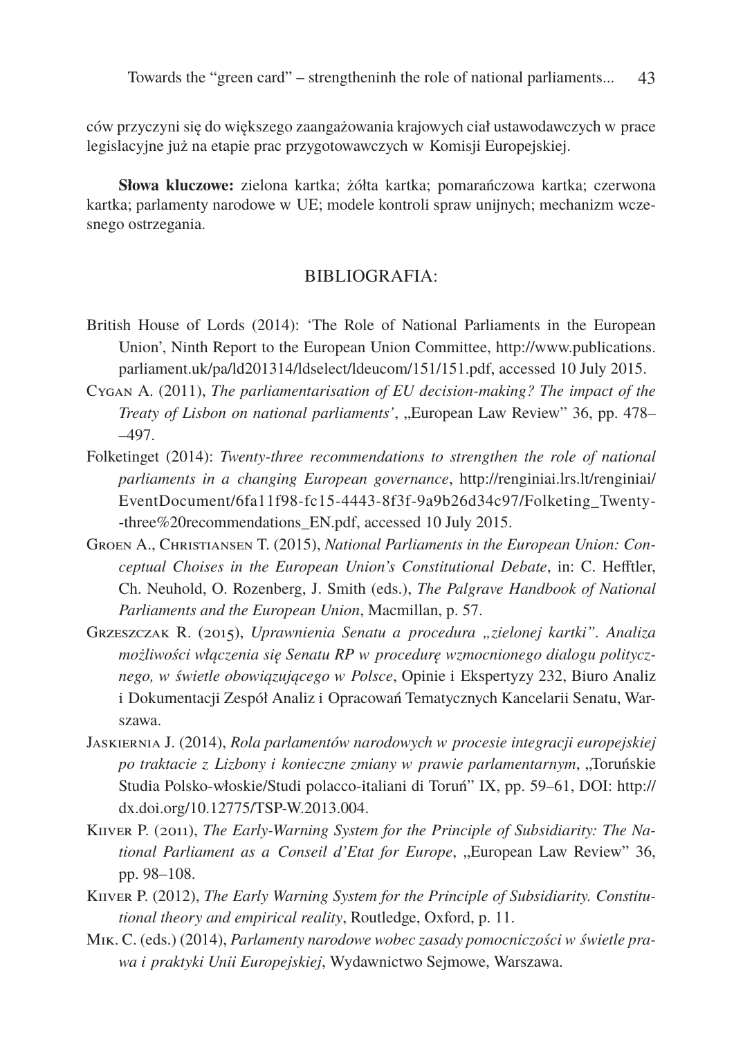ców przyczyni się do większego zaangażowania krajowych ciał ustawodawczych w prace legislacyjne już na etapie prac przygotowawczych w Komisji Europejskiej.

**Słowa kluczowe:** zielona kartka; żółta kartka; pomarańczowa kartka; czerwona kartka; parlamenty narodowe w UE; modele kontroli spraw unijnych; mechanizm wczesnego ostrzegania.

## BIBLIOGRAFIA:

British House of Lords (2014): 'The Role of National Parliaments in the European Union', Ninth Report to the European Union Committee, http://www.publications.parliament.uk/pa/ld201314/ldselect/ldeucom/151/151.pdf, accessed 10 July 2015.

Cygan A. (2011), *The parliamentarisation of EU decision-making? The impact of the Treaty of Lisbon on national parliaments'*, „European Law Review" 36, pp. 478–497.

Folketinget (2014): *Twenty-three recommendations to strengthen the role of national parliaments in a changing European governance*, http://renginiai.lrs.lt/renginiai/EventDocument/6fa11f98-fc15-4443-8f3f-9a9b26d34c97/Folketing_Twenty-three%20recommendations_EN.pdf, accessed 10 July 2015.

Groen A., Christiansen T. (2015), *National Parliaments in the European Union: Conceptual Choises in the European Union's Constitutional Debate*, in: C. Hefftler, Ch. Neuhold, O. Rozenberg, J. Smith (eds.), *The Palgrave Handbook of National Parliaments and the European Union*, Macmillan, p. 57.

Grzeszczak R. (2015), *Uprawnienia Senatu a procedura „zielonej kartki". Analiza możliwości włączenia się Senatu RP w procedurę wzmocnionego dialogu politycznego, w świetle obowiązującego w Polsce*, Opinie i Ekspertyzy 232, Biuro Analiz i Dokumentacji Zespół Analiz i Opracowań Tematycznych Kancelarii Senatu, Warszawa.

Jaskiernia J. (2014), *Rola parlamentów narodowych w procesie integracji europejskiej po traktacie z Lizbony i konieczne zmiany w prawie parlamentarnym*, „Toruńskie Studia Polsko-włoskie/Studi polacco-italiani di Toruń" IX, pp. 59–61, DOI: http://dx.doi.org/10.12775/TSP-W.2013.004.

Kiiver P. (2011), *The Early-Warning System for the Principle of Subsidiarity: The National Parliament as a Conseil d'Etat for Europe*, „European Law Review" 36, pp. 98–108.

Kiiver P. (2012), *The Early Warning System for the Principle of Subsidiarity. Constitutional theory and empirical reality*, Routledge, Oxford, p. 11.

Mik. C. (eds.) (2014), *Parlamenty narodowe wobec zasady pomocniczości w świetle prawa i praktyki Unii Europejskiej*, Wydawnictwo Sejmowe, Warszawa.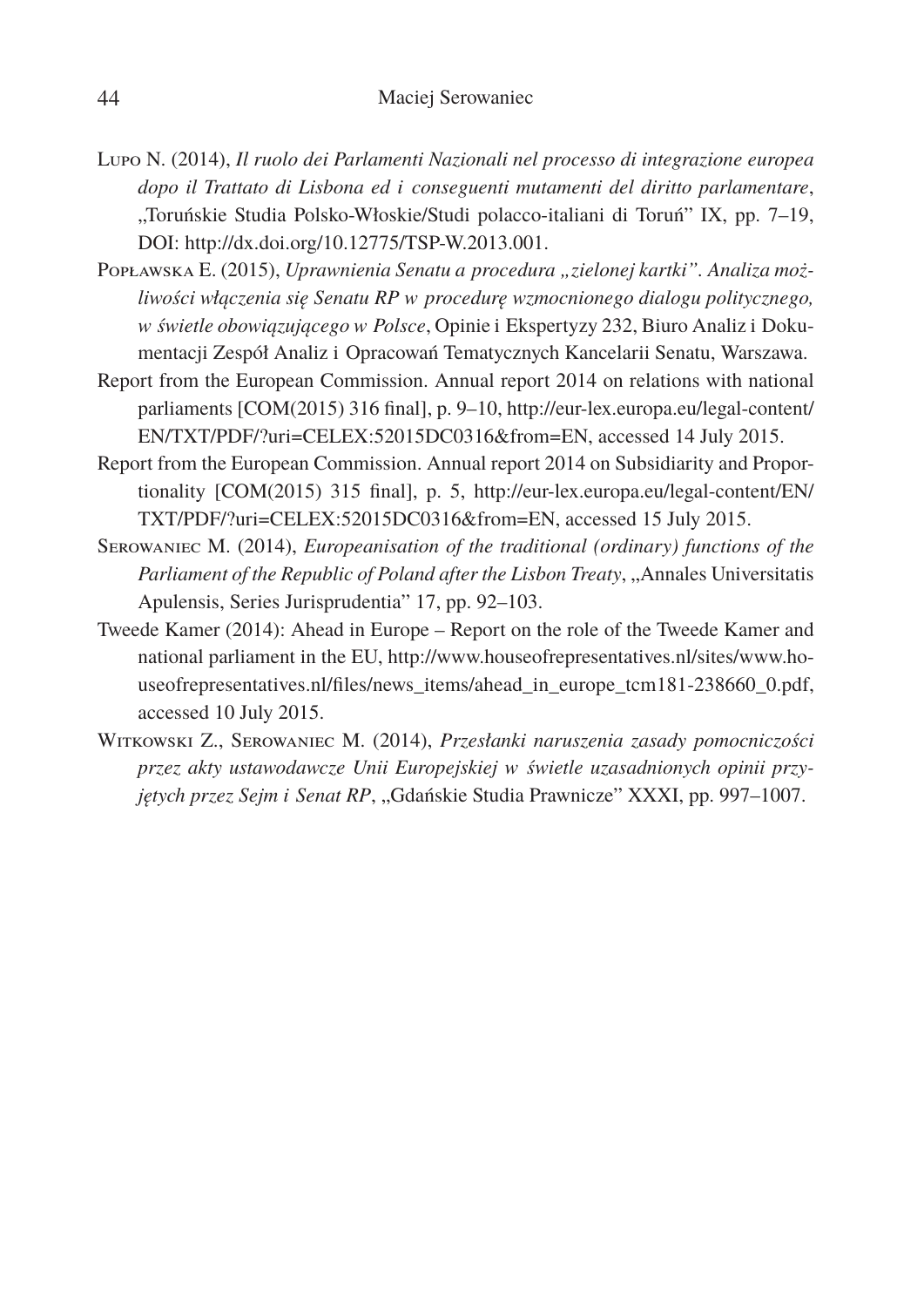Lupo N. (2014), *Il ruolo dei Parlamenti Nazionali nel processo di integrazione europea dopo il Trattato di Lisbona ed i conseguenti mutamenti del diritto parlamentare*, „Toruńskie Studia Polsko-Włoskie/Studi polacco-italiani di Toruń" IX, pp. 7–19, DOI: http://dx.doi.org/10.12775/TSP-W.2013.001.

Popławska E. (2015), *Uprawnienia Senatu a procedura „zielonej kartki". Analiza możliwości włączenia się Senatu RP w procedurę wzmocnionego dialogu politycznego, w świetle obowiązującego w Polsce*, Opinie i Ekspertyzy 232, Biuro Analiz i Dokumentacji Zespół Analiz i Opracowań Tematycznych Kancelarii Senatu, Warszawa.

Report from the European Commission. Annual report 2014 on relations with national parliaments [COM(2015) 316 final], p. 9–10, http://eur-lex.europa.eu/legal-content/EN/TXT/PDF/?uri=CELEX:52015DC0316&from=EN, accessed 14 July 2015.

Report from the European Commission. Annual report 2014 on Subsidiarity and Proportionality [COM(2015) 315 final], p. 5, http://eur-lex.europa.eu/legal-content/EN/TXT/PDF/?uri=CELEX:52015DC0316&from=EN, accessed 15 July 2015.

Serowaniec M. (2014), *Europeanisation of the traditional (ordinary) functions of the Parliament of the Republic of Poland after the Lisbon Treaty*, „Annales Universitatis Apulensis, Series Jurisprudentia" 17, pp. 92–103.

Tweede Kamer (2014): Ahead in Europe – Report on the role of the Tweede Kamer and national parliament in the EU, http://www.houseofrepresentatives.nl/sites/www.houseofrepresentatives.nl/files/news_items/ahead_in_europe_tcm181-238660_0.pdf, accessed 10 July 2015.

Witkowski Z., Serowaniec M. (2014), *Przesłanki naruszenia zasady pomocniczości przez akty ustawodawcze Unii Europejskiej w świetle uzasadnionych opinii przyjętych przez Sejm i Senat RP*, „Gdańskie Studia Prawnicze" XXXI, pp. 997–1007.